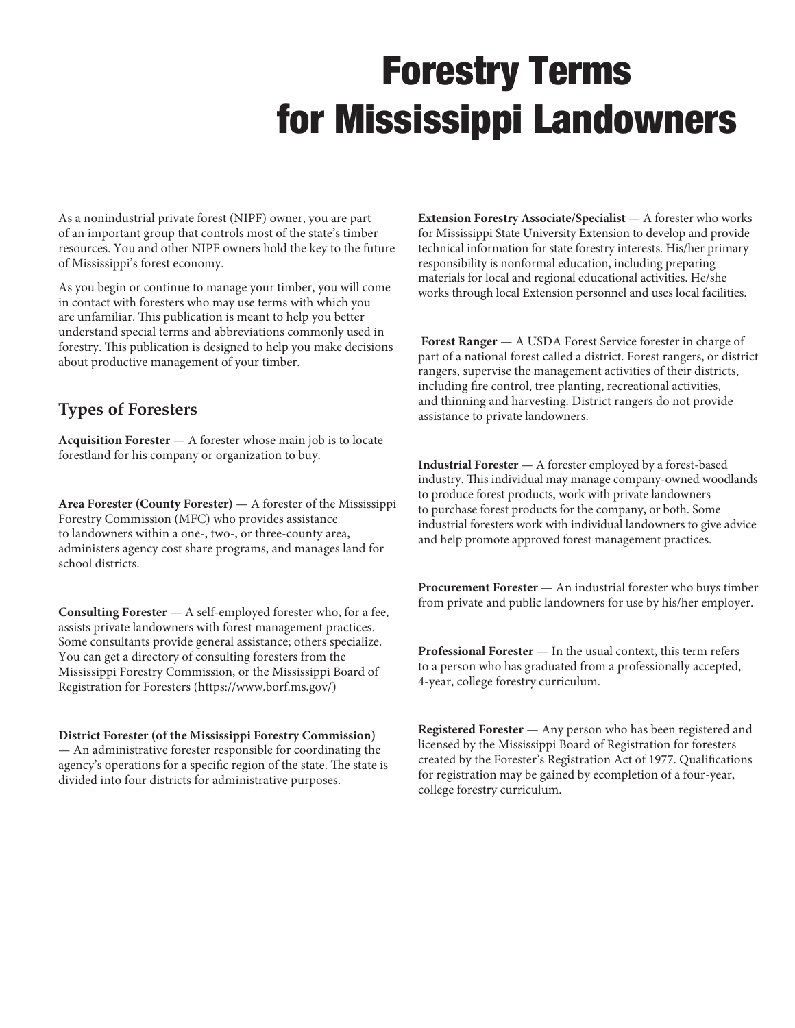# Forestry Terms for Mississippi Landowners

As a nonindustrial private forest (NIPF) owner, you are part of an important group that controls most of the state's timber resources. You and other NIPF owners hold the key to the future of Mississippi's forest economy.

As you begin or continue to manage your timber, you will come in contact with foresters who may use terms with which you are unfamiliar. This publication is meant to help you better understand special terms and abbreviations commonly used in forestry. This publication is designed to help you make decisions about productive management of your timber.

## Types of Foresters

**Acquisition Forester** — A forester whose main job is to locate forestland for his company or organization to buy.

**Area Forester (County Forester)** — A forester of the Mississippi Forestry Commission (MFC) who provides assistance to landowners within a one-, two-, or three-county area, administers agency cost share programs, and manages land for school districts.

**Consulting Forester** — A self-employed forester who, for a fee, assists private landowners with forest management practices. Some consultants provide general assistance; others specialize. You can get a directory of consulting foresters from the Mississippi Forestry Commission, or the Mississippi Board of Registration for Foresters (https://www.borf.ms.gov/)

**District Forester (of the Mississippi Forestry Commission)** — An administrative forester responsible for coordinating the agency's operations for a specific region of the state. The state is divided into four districts for administrative purposes.

**Extension Forestry Associate/Specialist** — A forester who works for Mississippi State University Extension to develop and provide technical information for state forestry interests. His/her primary responsibility is nonformal education, including preparing materials for local and regional educational activities. He/she works through local Extension personnel and uses local facilities.

**Forest Ranger** — A USDA Forest Service forester in charge of part of a national forest called a district. Forest rangers, or district rangers, supervise the management activities of their districts, including fire control, tree planting, recreational activities, and thinning and harvesting. District rangers do not provide assistance to private landowners.

**Industrial Forester** — A forester employed by a forest-based industry. This individual may manage company-owned woodlands to produce forest products, work with private landowners to purchase forest products for the company, or both. Some industrial foresters work with individual landowners to give advice and help promote approved forest management practices.

**Procurement Forester** — An industrial forester who buys timber from private and public landowners for use by his/her employer.

**Professional Forester** — In the usual context, this term refers to a person who has graduated from a professionally accepted, 4-year, college forestry curriculum.

**Registered Forester** — Any person who has been registered and licensed by the Mississippi Board of Registration for foresters created by the Forester's Registration Act of 1977. Qualifications for registration may be gained by ecompletion of a four-year, college forestry curriculum.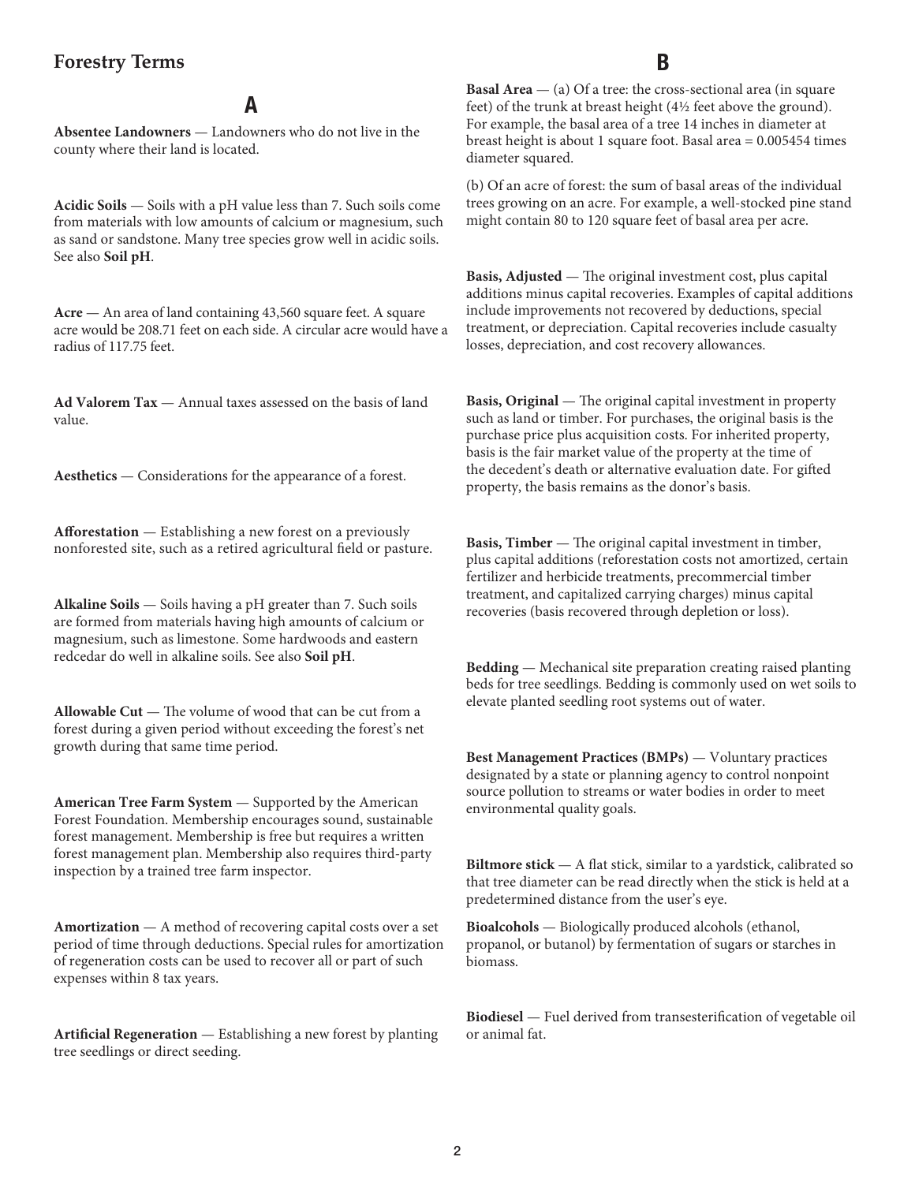# Forestry Terms

## A

**Absentee Landowners** — Landowners who do not live in the county where their land is located.

**Acidic Soils** — Soils with a pH value less than 7. Such soils come from materials with low amounts of calcium or magnesium, such as sand or sandstone. Many tree species grow well in acidic soils. See also **Soil pH**.

**Acre** — An area of land containing 43,560 square feet. A square acre would be 208.71 feet on each side. A circular acre would have a radius of 117.75 feet.

**Ad Valorem Tax** — Annual taxes assessed on the basis of land value.

**Aesthetics** — Considerations for the appearance of a forest.

**Afforestation** — Establishing a new forest on a previously nonforested site, such as a retired agricultural field or pasture.

**Alkaline Soils** — Soils having a pH greater than 7. Such soils are formed from materials having high amounts of calcium or magnesium, such as limestone. Some hardwoods and eastern redcedar do well in alkaline soils. See also **Soil pH**.

**Allowable Cut** — The volume of wood that can be cut from a forest during a given period without exceeding the forest's net growth during that same time period.

**American Tree Farm System** — Supported by the American Forest Foundation. Membership encourages sound, sustainable forest management. Membership is free but requires a written forest management plan. Membership also requires third-party inspection by a trained tree farm inspector.

**Amortization** — A method of recovering capital costs over a set period of time through deductions. Special rules for amortization of regeneration costs can be used to recover all or part of such expenses within 8 tax years.

**Artificial Regeneration** — Establishing a new forest by planting tree seedlings or direct seeding.

## B

**Basal Area** — (a) Of a tree: the cross-sectional area (in square feet) of the trunk at breast height (4½ feet above the ground). For example, the basal area of a tree 14 inches in diameter at breast height is about 1 square foot. Basal area = 0.005454 times diameter squared.

(b) Of an acre of forest: the sum of basal areas of the individual trees growing on an acre. For example, a well-stocked pine stand might contain 80 to 120 square feet of basal area per acre.

**Basis, Adjusted** — The original investment cost, plus capital additions minus capital recoveries. Examples of capital additions include improvements not recovered by deductions, special treatment, or depreciation. Capital recoveries include casualty losses, depreciation, and cost recovery allowances.

**Basis, Original** — The original capital investment in property such as land or timber. For purchases, the original basis is the purchase price plus acquisition costs. For inherited property, basis is the fair market value of the property at the time of the decedent's death or alternative evaluation date. For gifted property, the basis remains as the donor's basis.

**Basis, Timber** — The original capital investment in timber, plus capital additions (reforestation costs not amortized, certain fertilizer and herbicide treatments, precommercial timber treatment, and capitalized carrying charges) minus capital recoveries (basis recovered through depletion or loss).

**Bedding** — Mechanical site preparation creating raised planting beds for tree seedlings. Bedding is commonly used on wet soils to elevate planted seedling root systems out of water.

**Best Management Practices (BMPs)** — Voluntary practices designated by a state or planning agency to control nonpoint source pollution to streams or water bodies in order to meet environmental quality goals.

**Biltmore stick** — A flat stick, similar to a yardstick, calibrated so that tree diameter can be read directly when the stick is held at a predetermined distance from the user's eye.

**Bioalcohols** — Biologically produced alcohols (ethanol, propanol, or butanol) by fermentation of sugars or starches in biomass.

**Biodiesel** — Fuel derived from transesterification of vegetable oil or animal fat.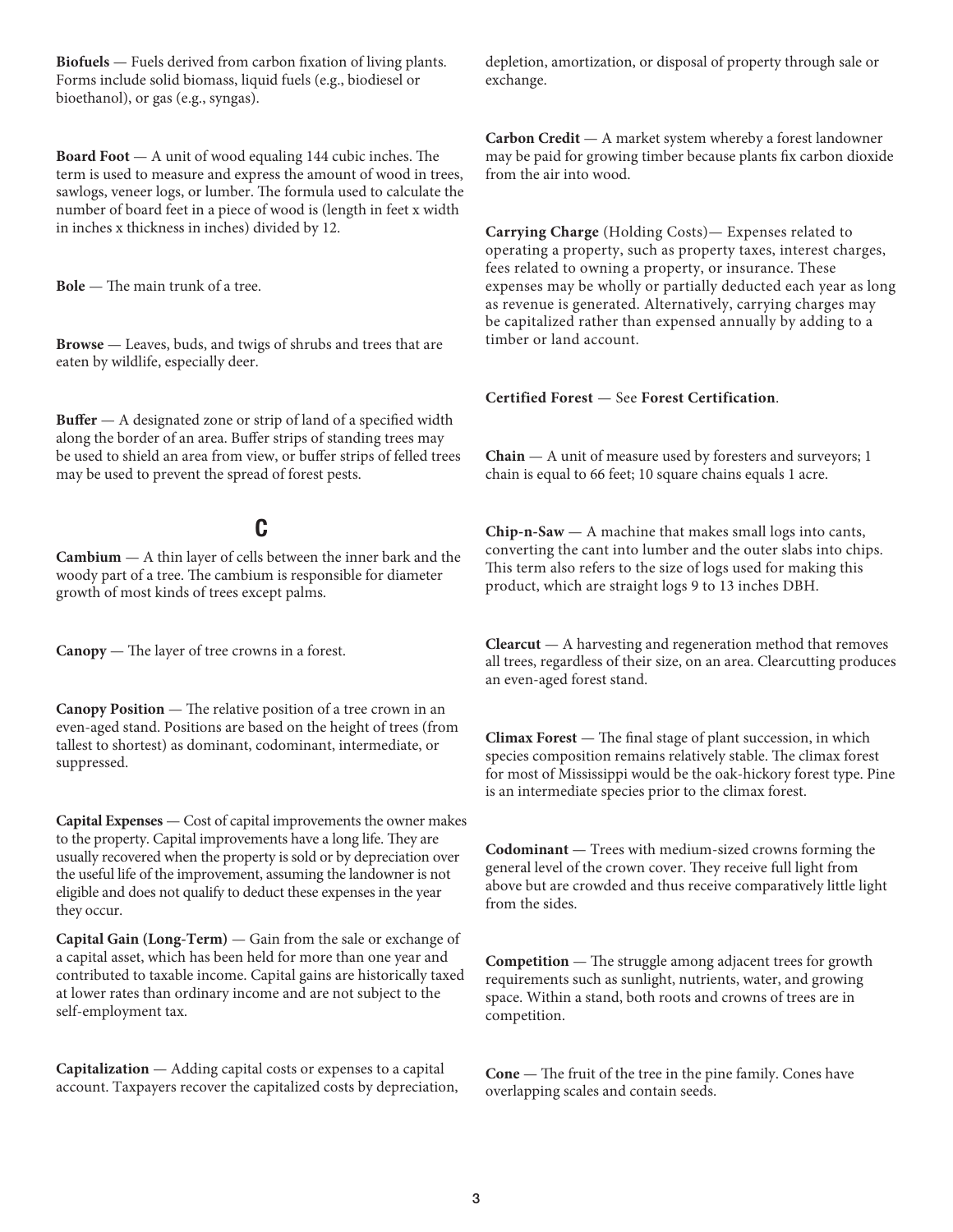**Biofuels** — Fuels derived from carbon fixation of living plants. Forms include solid biomass, liquid fuels (e.g., biodiesel or bioethanol), or gas (e.g., syngas).

**Board Foot** — A unit of wood equaling 144 cubic inches. The term is used to measure and express the amount of wood in trees, sawlogs, veneer logs, or lumber. The formula used to calculate the number of board feet in a piece of wood is (length in feet x width in inches x thickness in inches) divided by 12.

**Bole** — The main trunk of a tree.

**Browse** — Leaves, buds, and twigs of shrubs and trees that are eaten by wildlife, especially deer.

**Buffer** — A designated zone or strip of land of a specified width along the border of an area. Buffer strips of standing trees may be used to shield an area from view, or buffer strips of felled trees may be used to prevent the spread of forest pests.

## C

**Cambium** — A thin layer of cells between the inner bark and the woody part of a tree. The cambium is responsible for diameter growth of most kinds of trees except palms.

**Canopy** — The layer of tree crowns in a forest.

**Canopy Position** — The relative position of a tree crown in an even-aged stand. Positions are based on the height of trees (from tallest to shortest) as dominant, codominant, intermediate, or suppressed.

**Capital Expenses** — Cost of capital improvements the owner makes to the property. Capital improvements have a long life. They are usually recovered when the property is sold or by depreciation over the useful life of the improvement, assuming the landowner is not eligible and does not qualify to deduct these expenses in the year they occur.

**Capital Gain (Long-Term)** — Gain from the sale or exchange of a capital asset, which has been held for more than one year and contributed to taxable income. Capital gains are historically taxed at lower rates than ordinary income and are not subject to the self-employment tax.

**Capitalization** — Adding capital costs or expenses to a capital account. Taxpayers recover the capitalized costs by depreciation, depletion, amortization, or disposal of property through sale or exchange.

**Carbon Credit** — A market system whereby a forest landowner may be paid for growing timber because plants fix carbon dioxide from the air into wood.

**Carrying Charge** (Holding Costs)— Expenses related to operating a property, such as property taxes, interest charges, fees related to owning a property, or insurance. These expenses may be wholly or partially deducted each year as long as revenue is generated. Alternatively, carrying charges may be capitalized rather than expensed annually by adding to a timber or land account.

**Certified Forest** — See **Forest Certification**.

**Chain** — A unit of measure used by foresters and surveyors; 1 chain is equal to 66 feet; 10 square chains equals 1 acre.

**Chip-n-Saw** — A machine that makes small logs into cants, converting the cant into lumber and the outer slabs into chips. This term also refers to the size of logs used for making this product, which are straight logs 9 to 13 inches DBH.

**Clearcut** — A harvesting and regeneration method that removes all trees, regardless of their size, on an area. Clearcutting produces an even-aged forest stand.

**Climax Forest** — The final stage of plant succession, in which species composition remains relatively stable. The climax forest for most of Mississippi would be the oak-hickory forest type. Pine is an intermediate species prior to the climax forest.

**Codominant** — Trees with medium-sized crowns forming the general level of the crown cover. They receive full light from above but are crowded and thus receive comparatively little light from the sides.

**Competition** — The struggle among adjacent trees for growth requirements such as sunlight, nutrients, water, and growing space. Within a stand, both roots and crowns of trees are in competition.

**Cone** — The fruit of the tree in the pine family. Cones have overlapping scales and contain seeds.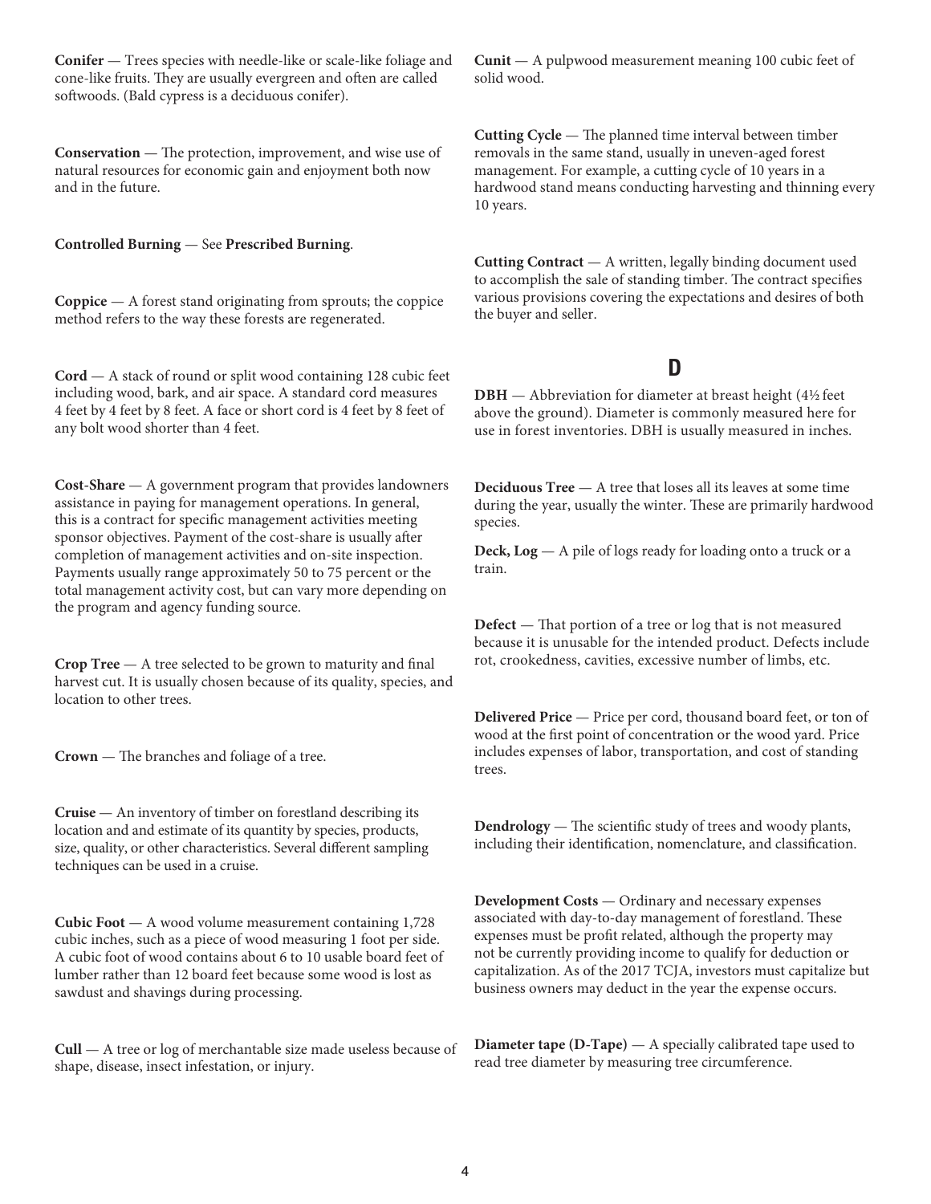**Conifer** — Trees species with needle-like or scale-like foliage and cone-like fruits. They are usually evergreen and often are called softwoods. (Bald cypress is a deciduous conifer).

**Conservation** — The protection, improvement, and wise use of natural resources for economic gain and enjoyment both now and in the future.

**Controlled Burning** — See **Prescribed Burning**.

**Coppice** — A forest stand originating from sprouts; the coppice method refers to the way these forests are regenerated.

**Cord** — A stack of round or split wood containing 128 cubic feet including wood, bark, and air space. A standard cord measures 4 feet by 4 feet by 8 feet. A face or short cord is 4 feet by 8 feet of any bolt wood shorter than 4 feet.

**Cost-Share** — A government program that provides landowners assistance in paying for management operations. In general, this is a contract for specific management activities meeting sponsor objectives. Payment of the cost-share is usually after completion of management activities and on-site inspection. Payments usually range approximately 50 to 75 percent or the total management activity cost, but can vary more depending on the program and agency funding source.

**Crop Tree** — A tree selected to be grown to maturity and final harvest cut. It is usually chosen because of its quality, species, and location to other trees.

**Crown** — The branches and foliage of a tree.

**Cruise** — An inventory of timber on forestland describing its location and and estimate of its quantity by species, products, size, quality, or other characteristics. Several different sampling techniques can be used in a cruise.

**Cubic Foot** — A wood volume measurement containing 1,728 cubic inches, such as a piece of wood measuring 1 foot per side. A cubic foot of wood contains about 6 to 10 usable board feet of lumber rather than 12 board feet because some wood is lost as sawdust and shavings during processing.

**Cull** — A tree or log of merchantable size made useless because of shape, disease, insect infestation, or injury.

**Cunit** — A pulpwood measurement meaning 100 cubic feet of solid wood.

**Cutting Cycle** — The planned time interval between timber removals in the same stand, usually in uneven-aged forest management. For example, a cutting cycle of 10 years in a hardwood stand means conducting harvesting and thinning every 10 years.

**Cutting Contract** — A written, legally binding document used to accomplish the sale of standing timber. The contract specifies various provisions covering the expectations and desires of both the buyer and seller.

## D

**DBH** — Abbreviation for diameter at breast height (4½ feet above the ground). Diameter is commonly measured here for use in forest inventories. DBH is usually measured in inches.

**Deciduous Tree** — A tree that loses all its leaves at some time during the year, usually the winter. These are primarily hardwood species.

**Deck, Log** — A pile of logs ready for loading onto a truck or a train.

**Defect** — That portion of a tree or log that is not measured because it is unusable for the intended product. Defects include rot, crookedness, cavities, excessive number of limbs, etc.

**Delivered Price** — Price per cord, thousand board feet, or ton of wood at the first point of concentration or the wood yard. Price includes expenses of labor, transportation, and cost of standing trees.

**Dendrology** — The scientific study of trees and woody plants, including their identification, nomenclature, and classification.

**Development Costs** — Ordinary and necessary expenses associated with day-to-day management of forestland. These expenses must be profit related, although the property may not be currently providing income to qualify for deduction or capitalization. As of the 2017 TCJA, investors must capitalize but business owners may deduct in the year the expense occurs.

**Diameter tape (D-Tape)** — A specially calibrated tape used to read tree diameter by measuring tree circumference.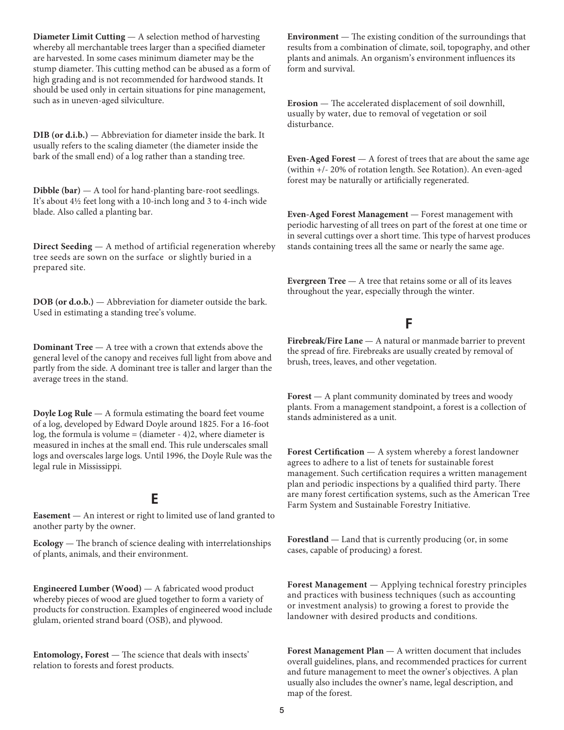**Diameter Limit Cutting** — A selection method of harvesting whereby all merchantable trees larger than a specified diameter are harvested. In some cases minimum diameter may be the stump diameter. This cutting method can be abused as a form of high grading and is not recommended for hardwood stands. It should be used only in certain situations for pine management, such as in uneven-aged silviculture.

**DIB (or d.i.b.)** — Abbreviation for diameter inside the bark. It usually refers to the scaling diameter (the diameter inside the bark of the small end) of a log rather than a standing tree.

**Dibble (bar)** — A tool for hand-planting bare-root seedlings. It's about 4½ feet long with a 10-inch long and 3 to 4-inch wide blade. Also called a planting bar.

**Direct Seeding** — A method of artificial regeneration whereby tree seeds are sown on the surface or slightly buried in a prepared site.

**DOB (or d.o.b.)** — Abbreviation for diameter outside the bark. Used in estimating a standing tree's volume.

**Dominant Tree** — A tree with a crown that extends above the general level of the canopy and receives full light from above and partly from the side. A dominant tree is taller and larger than the average trees in the stand.

**Doyle Log Rule** — A formula estimating the board feet voume of a log, developed by Edward Doyle around 1825. For a 16-foot log, the formula is volume = (diameter - 4)2, where diameter is measured in inches at the small end. This rule underscales small logs and overscales large logs. Until 1996, the Doyle Rule was the legal rule in Mississippi.

## E

**Easement** — An interest or right to limited use of land granted to another party by the owner.

**Ecology** — The branch of science dealing with interrelationships of plants, animals, and their environment.

**Engineered Lumber (Wood)** — A fabricated wood product whereby pieces of wood are glued together to form a variety of products for construction. Examples of engineered wood include glulam, oriented strand board (OSB), and plywood.

**Entomology, Forest** — The science that deals with insects' relation to forests and forest products.

**Environment** — The existing condition of the surroundings that results from a combination of climate, soil, topography, and other plants and animals. An organism's environment influences its form and survival.

**Erosion** — The accelerated displacement of soil downhill, usually by water, due to removal of vegetation or soil disturbance.

**Even-Aged Forest** — A forest of trees that are about the same age (within +/- 20% of rotation length. See Rotation). An even-aged forest may be naturally or artificially regenerated.

**Even-Aged Forest Management** — Forest management with periodic harvesting of all trees on part of the forest at one time or in several cuttings over a short time. This type of harvest produces stands containing trees all the same or nearly the same age.

**Evergreen Tree** — A tree that retains some or all of its leaves throughout the year, especially through the winter.

## F

**Firebreak/Fire Lane** — A natural or manmade barrier to prevent the spread of fire. Firebreaks are usually created by removal of brush, trees, leaves, and other vegetation.

**Forest** — A plant community dominated by trees and woody plants. From a management standpoint, a forest is a collection of stands administered as a unit.

**Forest Certification** — A system whereby a forest landowner agrees to adhere to a list of tenets for sustainable forest management. Such certification requires a written management plan and periodic inspections by a qualified third party. There are many forest certification systems, such as the American Tree Farm System and Sustainable Forestry Initiative.

**Forestland** — Land that is currently producing (or, in some cases, capable of producing) a forest.

**Forest Management** — Applying technical forestry principles and practices with business techniques (such as accounting or investment analysis) to growing a forest to provide the landowner with desired products and conditions.

**Forest Management Plan** — A written document that includes overall guidelines, plans, and recommended practices for current and future management to meet the owner's objectives. A plan usually also includes the owner's name, legal description, and map of the forest.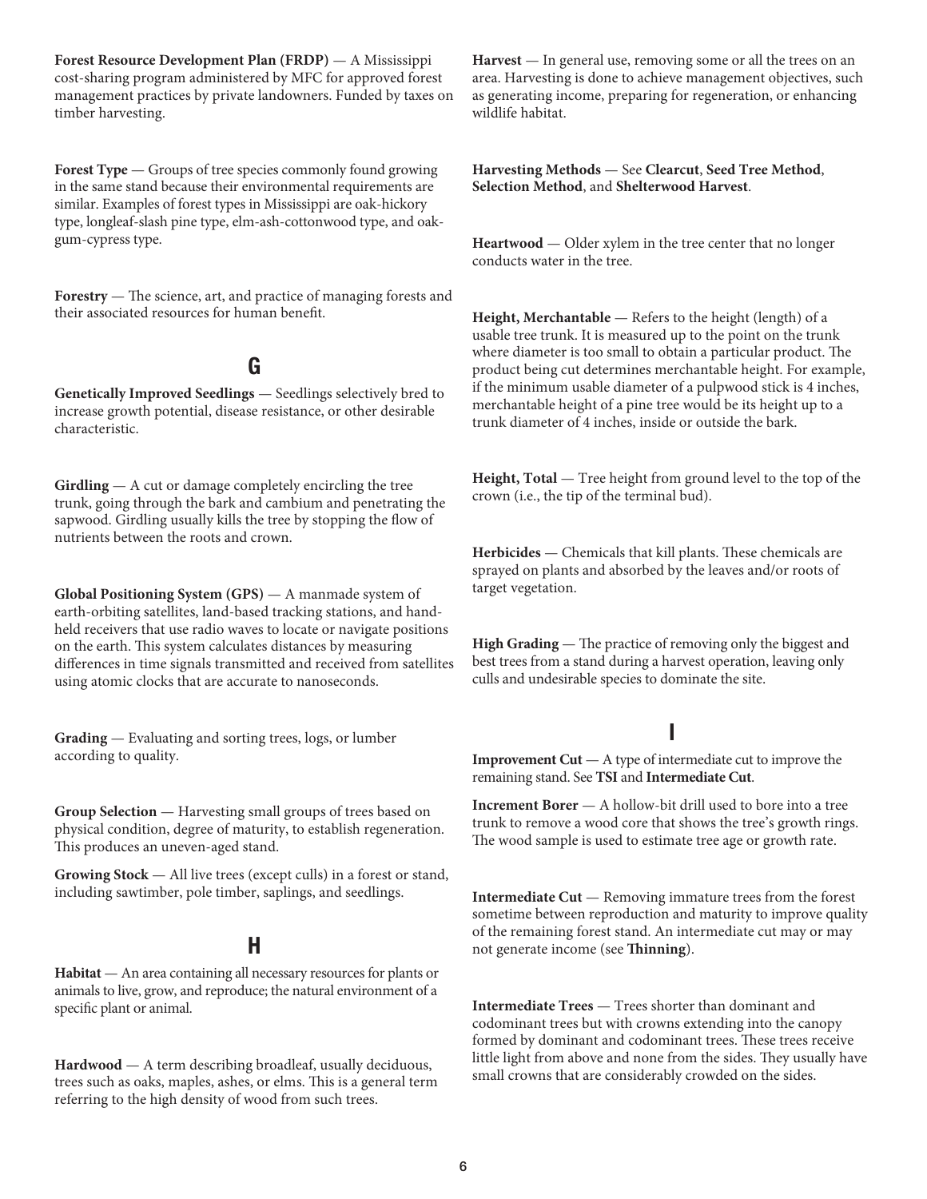**Forest Resource Development Plan (FRDP)** — A Mississippi cost-sharing program administered by MFC for approved forest management practices by private landowners. Funded by taxes on timber harvesting.

**Forest Type** — Groups of tree species commonly found growing in the same stand because their environmental requirements are similar. Examples of forest types in Mississippi are oak-hickory type, longleaf-slash pine type, elm-ash-cottonwood type, and oak-gum-cypress type.

**Forestry** — The science, art, and practice of managing forests and their associated resources for human benefit.

## G

**Genetically Improved Seedlings** — Seedlings selectively bred to increase growth potential, disease resistance, or other desirable characteristic.

**Girdling** — A cut or damage completely encircling the tree trunk, going through the bark and cambium and penetrating the sapwood. Girdling usually kills the tree by stopping the flow of nutrients between the roots and crown.

**Global Positioning System (GPS)** — A manmade system of earth-orbiting satellites, land-based tracking stations, and hand-held receivers that use radio waves to locate or navigate positions on the earth. This system calculates distances by measuring differences in time signals transmitted and received from satellites using atomic clocks that are accurate to nanoseconds.

**Grading** — Evaluating and sorting trees, logs, or lumber according to quality.

**Group Selection** — Harvesting small groups of trees based on physical condition, degree of maturity, to establish regeneration. This produces an uneven-aged stand.

**Growing Stock** — All live trees (except culls) in a forest or stand, including sawtimber, pole timber, saplings, and seedlings.

## H

**Habitat** — An area containing all necessary resources for plants or animals to live, grow, and reproduce; the natural environment of a specific plant or animal.

**Hardwood** — A term describing broadleaf, usually deciduous, trees such as oaks, maples, ashes, or elms. This is a general term referring to the high density of wood from such trees.

**Harvest** — In general use, removing some or all the trees on an area. Harvesting is done to achieve management objectives, such as generating income, preparing for regeneration, or enhancing wildlife habitat.

**Harvesting Methods** — See **Clearcut**, **Seed Tree Method**, **Selection Method**, and **Shelterwood Harvest**.

**Heartwood** — Older xylem in the tree center that no longer conducts water in the tree.

**Height, Merchantable** — Refers to the height (length) of a usable tree trunk. It is measured up to the point on the trunk where diameter is too small to obtain a particular product. The product being cut determines merchantable height. For example, if the minimum usable diameter of a pulpwood stick is 4 inches, merchantable height of a pine tree would be its height up to a trunk diameter of 4 inches, inside or outside the bark.

**Height, Total** — Tree height from ground level to the top of the crown (i.e., the tip of the terminal bud).

**Herbicides** — Chemicals that kill plants. These chemicals are sprayed on plants and absorbed by the leaves and/or roots of target vegetation.

**High Grading** — The practice of removing only the biggest and best trees from a stand during a harvest operation, leaving only culls and undesirable species to dominate the site.

## I

**Improvement Cut** — A type of intermediate cut to improve the remaining stand. See **TSI** and **Intermediate Cut**.

**Increment Borer** — A hollow-bit drill used to bore into a tree trunk to remove a wood core that shows the tree's growth rings. The wood sample is used to estimate tree age or growth rate.

**Intermediate Cut** — Removing immature trees from the forest sometime between reproduction and maturity to improve quality of the remaining forest stand. An intermediate cut may or may not generate income (see **Thinning**).

**Intermediate Trees** — Trees shorter than dominant and codominant trees but with crowns extending into the canopy formed by dominant and codominant trees. These trees receive little light from above and none from the sides. They usually have small crowns that are considerably crowded on the sides.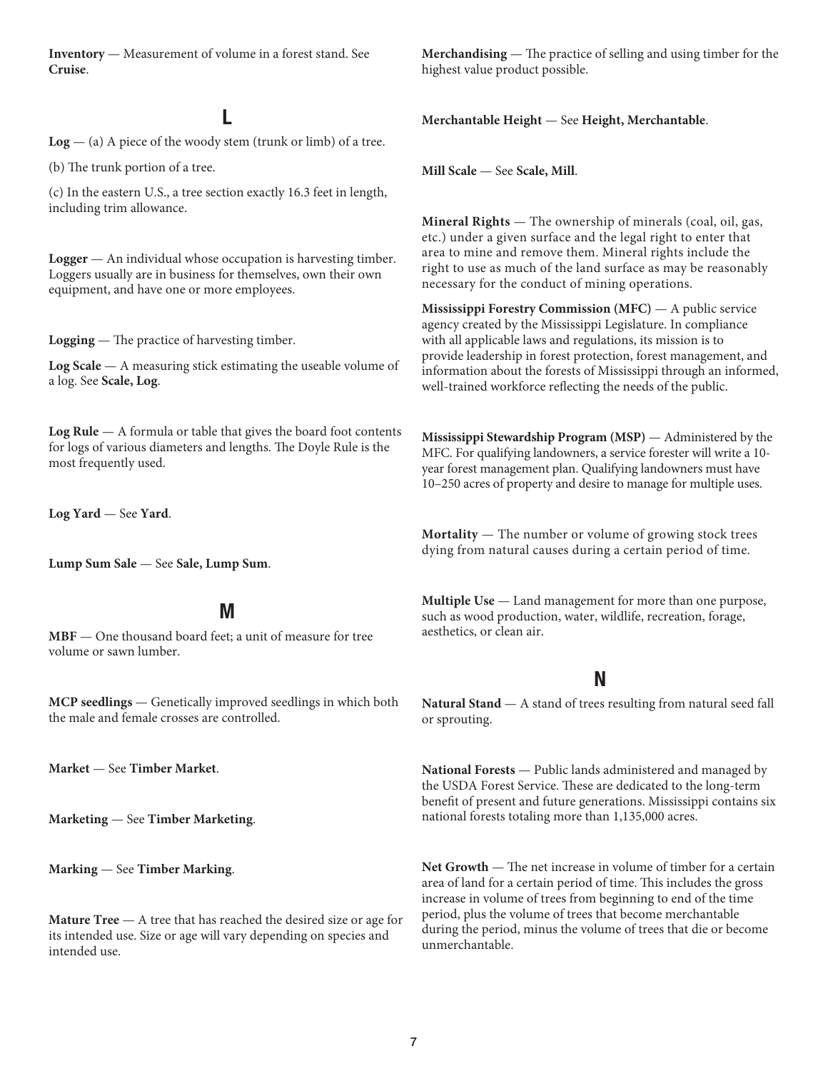**Inventory** — Measurement of volume in a forest stand. See **Cruise**.

## L

**Log** — (a) A piece of the woody stem (trunk or limb) of a tree.

(b) The trunk portion of a tree.

(c) In the eastern U.S., a tree section exactly 16.3 feet in length, including trim allowance.

**Logger** — An individual whose occupation is harvesting timber. Loggers usually are in business for themselves, own their own equipment, and have one or more employees.

**Logging** — The practice of harvesting timber.

**Log Scale** — A measuring stick estimating the useable volume of a log. See **Scale, Log**.

**Log Rule** — A formula or table that gives the board foot contents for logs of various diameters and lengths. The Doyle Rule is the most frequently used.

**Log Yard** — See **Yard**.

**Lump Sum Sale** — See **Sale, Lump Sum**.

## M

**MBF** — One thousand board feet; a unit of measure for tree volume or sawn lumber.

**MCP seedlings** — Genetically improved seedlings in which both the male and female crosses are controlled.

**Market** — See **Timber Market**.

**Marketing** — See **Timber Marketing**.

**Marking** — See **Timber Marking**.

**Mature Tree** — A tree that has reached the desired size or age for its intended use. Size or age will vary depending on species and intended use.

**Merchandising** — The practice of selling and using timber for the highest value product possible.

**Merchantable Height** — See **Height, Merchantable**.

**Mill Scale** — See **Scale, Mill**.

**Mineral Rights** — The ownership of minerals (coal, oil, gas, etc.) under a given surface and the legal right to enter that area to mine and remove them. Mineral rights include the right to use as much of the land surface as may be reasonably necessary for the conduct of mining operations.

**Mississippi Forestry Commission (MFC)** — A public service agency created by the Mississippi Legislature. In compliance with all applicable laws and regulations, its mission is to provide leadership in forest protection, forest management, and information about the forests of Mississippi through an informed, well-trained workforce reflecting the needs of the public.

**Mississippi Stewardship Program (MSP)** — Administered by the MFC. For qualifying landowners, a service forester will write a 10-year forest management plan. Qualifying landowners must have 10–250 acres of property and desire to manage for multiple uses.

**Mortality** — The number or volume of growing stock trees dying from natural causes during a certain period of time.

**Multiple Use** — Land management for more than one purpose, such as wood production, water, wildlife, recreation, forage, aesthetics, or clean air.

## N

**Natural Stand** — A stand of trees resulting from natural seed fall or sprouting.

**National Forests** — Public lands administered and managed by the USDA Forest Service. These are dedicated to the long-term benefit of present and future generations. Mississippi contains six national forests totaling more than 1,135,000 acres.

**Net Growth** — The net increase in volume of timber for a certain area of land for a certain period of time. This includes the gross increase in volume of trees from beginning to end of the time period, plus the volume of trees that become merchantable during the period, minus the volume of trees that die or become unmerchantable.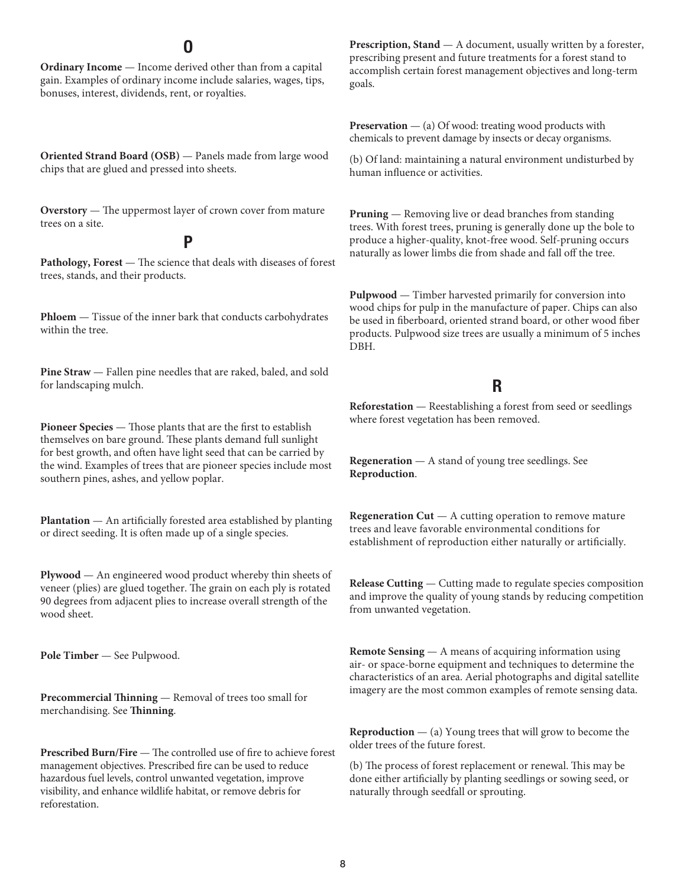## O

**Ordinary Income** — Income derived other than from a capital gain. Examples of ordinary income include salaries, wages, tips, bonuses, interest, dividends, rent, or royalties.

**Oriented Strand Board (OSB)** — Panels made from large wood chips that are glued and pressed into sheets.

**Overstory** — The uppermost layer of crown cover from mature trees on a site.

## P

**Pathology, Forest** — The science that deals with diseases of forest trees, stands, and their products.

**Phloem** — Tissue of the inner bark that conducts carbohydrates within the tree.

**Pine Straw** — Fallen pine needles that are raked, baled, and sold for landscaping mulch.

**Pioneer Species** — Those plants that are the first to establish themselves on bare ground. These plants demand full sunlight for best growth, and often have light seed that can be carried by the wind. Examples of trees that are pioneer species include most southern pines, ashes, and yellow poplar.

**Plantation** — An artificially forested area established by planting or direct seeding. It is often made up of a single species.

**Plywood** — An engineered wood product whereby thin sheets of veneer (plies) are glued together. The grain on each ply is rotated 90 degrees from adjacent plies to increase overall strength of the wood sheet.

**Pole Timber** — See Pulpwood.

**Precommercial Thinning** — Removal of trees too small for merchandising. See **Thinning**.

**Prescribed Burn/Fire** — The controlled use of fire to achieve forest management objectives. Prescribed fire can be used to reduce hazardous fuel levels, control unwanted vegetation, improve visibility, and enhance wildlife habitat, or remove debris for reforestation.

**Prescription, Stand** — A document, usually written by a forester, prescribing present and future treatments for a forest stand to accomplish certain forest management objectives and long-term goals.

**Preservation** — (a) Of wood: treating wood products with chemicals to prevent damage by insects or decay organisms.

(b) Of land: maintaining a natural environment undisturbed by human influence or activities.

**Pruning** — Removing live or dead branches from standing trees. With forest trees, pruning is generally done up the bole to produce a higher-quality, knot-free wood. Self-pruning occurs naturally as lower limbs die from shade and fall off the tree.

**Pulpwood** — Timber harvested primarily for conversion into wood chips for pulp in the manufacture of paper. Chips can also be used in fiberboard, oriented strand board, or other wood fiber products. Pulpwood size trees are usually a minimum of 5 inches DBH.

## R

**Reforestation** — Reestablishing a forest from seed or seedlings where forest vegetation has been removed.

**Regeneration** — A stand of young tree seedlings. See **Reproduction**.

**Regeneration Cut** — A cutting operation to remove mature trees and leave favorable environmental conditions for establishment of reproduction either naturally or artificially.

**Release Cutting** — Cutting made to regulate species composition and improve the quality of young stands by reducing competition from unwanted vegetation.

**Remote Sensing** — A means of acquiring information using air- or space-borne equipment and techniques to determine the characteristics of an area. Aerial photographs and digital satellite imagery are the most common examples of remote sensing data.

**Reproduction** — (a) Young trees that will grow to become the older trees of the future forest.

(b) The process of forest replacement or renewal. This may be done either artificially by planting seedlings or sowing seed, or naturally through seedfall or sprouting.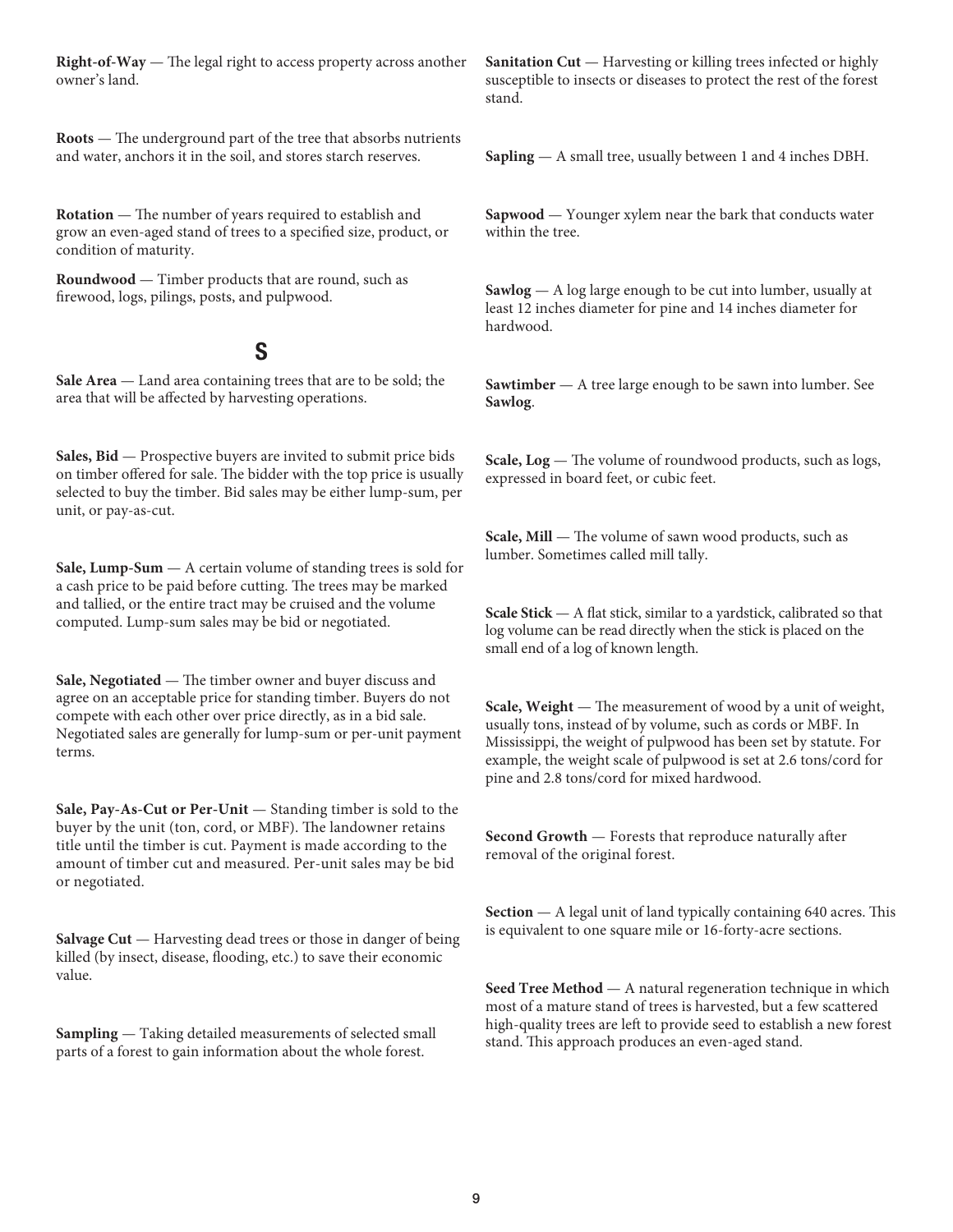**Right-of-Way** — The legal right to access property across another owner's land.

**Roots** — The underground part of the tree that absorbs nutrients and water, anchors it in the soil, and stores starch reserves.

**Rotation** — The number of years required to establish and grow an even-aged stand of trees to a specified size, product, or condition of maturity.

**Roundwood** — Timber products that are round, such as firewood, logs, pilings, posts, and pulpwood.

## S

**Sale Area** — Land area containing trees that are to be sold; the area that will be affected by harvesting operations.

**Sales, Bid** — Prospective buyers are invited to submit price bids on timber offered for sale. The bidder with the top price is usually selected to buy the timber. Bid sales may be either lump-sum, per unit, or pay-as-cut.

**Sale, Lump-Sum** — A certain volume of standing trees is sold for a cash price to be paid before cutting. The trees may be marked and tallied, or the entire tract may be cruised and the volume computed. Lump-sum sales may be bid or negotiated.

**Sale, Negotiated** — The timber owner and buyer discuss and agree on an acceptable price for standing timber. Buyers do not compete with each other over price directly, as in a bid sale. Negotiated sales are generally for lump-sum or per-unit payment terms.

**Sale, Pay-As-Cut or Per-Unit** — Standing timber is sold to the buyer by the unit (ton, cord, or MBF). The landowner retains title until the timber is cut. Payment is made according to the amount of timber cut and measured. Per-unit sales may be bid or negotiated.

**Salvage Cut** — Harvesting dead trees or those in danger of being killed (by insect, disease, flooding, etc.) to save their economic value.

**Sampling** — Taking detailed measurements of selected small parts of a forest to gain information about the whole forest.

**Sanitation Cut** — Harvesting or killing trees infected or highly susceptible to insects or diseases to protect the rest of the forest stand.

**Sapling** — A small tree, usually between 1 and 4 inches DBH.

**Sapwood** — Younger xylem near the bark that conducts water within the tree.

**Sawlog** — A log large enough to be cut into lumber, usually at least 12 inches diameter for pine and 14 inches diameter for hardwood.

**Sawtimber** — A tree large enough to be sawn into lumber. See **Sawlog**.

**Scale, Log** — The volume of roundwood products, such as logs, expressed in board feet, or cubic feet.

**Scale, Mill** — The volume of sawn wood products, such as lumber. Sometimes called mill tally.

**Scale Stick** — A flat stick, similar to a yardstick, calibrated so that log volume can be read directly when the stick is placed on the small end of a log of known length.

**Scale, Weight** — The measurement of wood by a unit of weight, usually tons, instead of by volume, such as cords or MBF. In Mississippi, the weight of pulpwood has been set by statute. For example, the weight scale of pulpwood is set at 2.6 tons/cord for pine and 2.8 tons/cord for mixed hardwood.

**Second Growth** — Forests that reproduce naturally after removal of the original forest.

**Section** — A legal unit of land typically containing 640 acres. This is equivalent to one square mile or 16-forty-acre sections.

**Seed Tree Method** — A natural regeneration technique in which most of a mature stand of trees is harvested, but a few scattered high-quality trees are left to provide seed to establish a new forest stand. This approach produces an even-aged stand.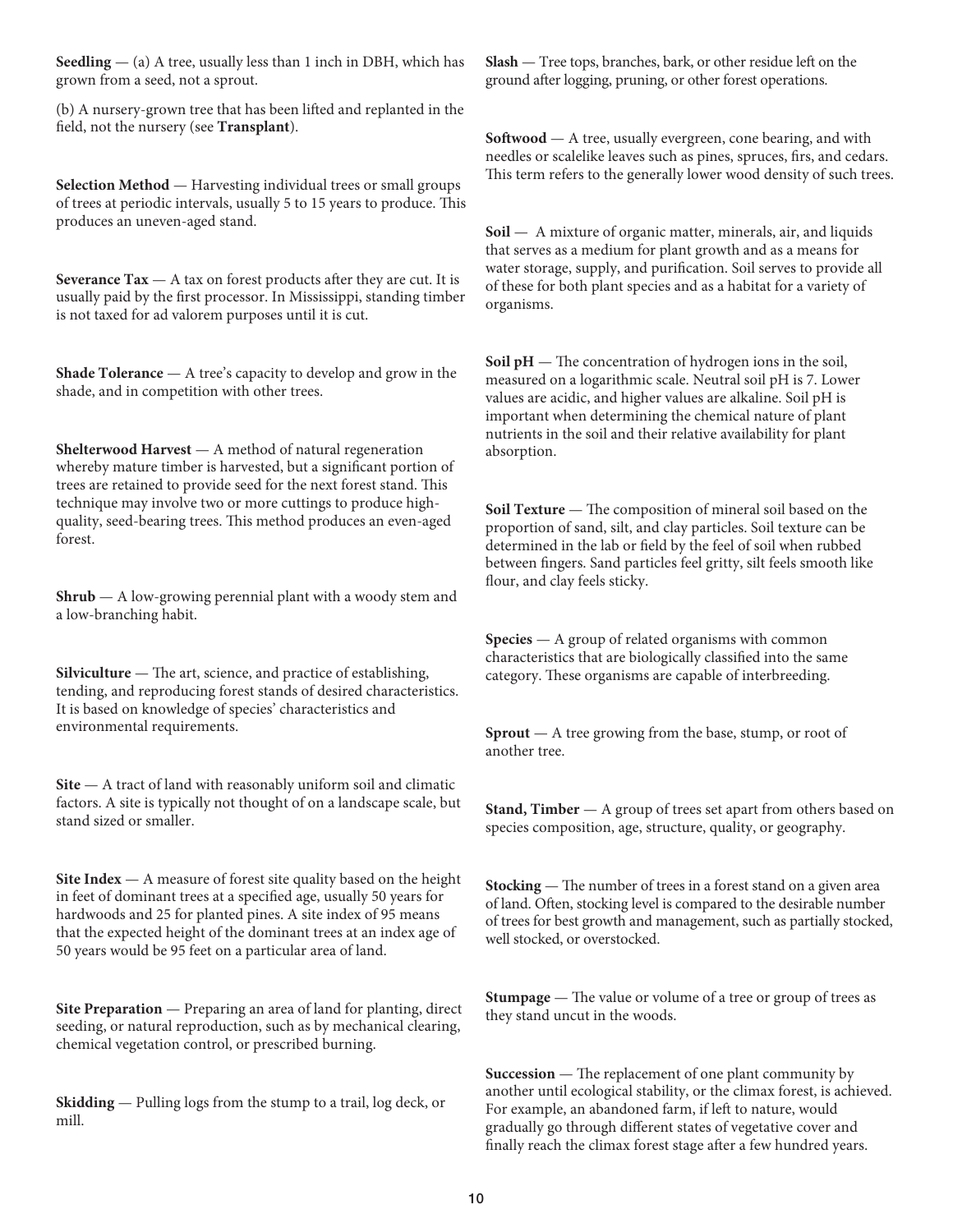**Seedling** — (a) A tree, usually less than 1 inch in DBH, which has grown from a seed, not a sprout.

(b) A nursery-grown tree that has been lifted and replanted in the field, not the nursery (see **Transplant**).

**Selection Method** — Harvesting individual trees or small groups of trees at periodic intervals, usually 5 to 15 years to produce. This produces an uneven-aged stand.

**Severance Tax** — A tax on forest products after they are cut. It is usually paid by the first processor. In Mississippi, standing timber is not taxed for ad valorem purposes until it is cut.

**Shade Tolerance** — A tree's capacity to develop and grow in the shade, and in competition with other trees.

**Shelterwood Harvest** — A method of natural regeneration whereby mature timber is harvested, but a significant portion of trees are retained to provide seed for the next forest stand. This technique may involve two or more cuttings to produce high-quality, seed-bearing trees. This method produces an even-aged forest.

**Shrub** — A low-growing perennial plant with a woody stem and a low-branching habit.

**Silviculture** — The art, science, and practice of establishing, tending, and reproducing forest stands of desired characteristics. It is based on knowledge of species' characteristics and environmental requirements.

**Site** — A tract of land with reasonably uniform soil and climatic factors. A site is typically not thought of on a landscape scale, but stand sized or smaller.

**Site Index** — A measure of forest site quality based on the height in feet of dominant trees at a specified age, usually 50 years for hardwoods and 25 for planted pines. A site index of 95 means that the expected height of the dominant trees at an index age of 50 years would be 95 feet on a particular area of land.

**Site Preparation** — Preparing an area of land for planting, direct seeding, or natural reproduction, such as by mechanical clearing, chemical vegetation control, or prescribed burning.

**Skidding** — Pulling logs from the stump to a trail, log deck, or mill.

**Slash** — Tree tops, branches, bark, or other residue left on the ground after logging, pruning, or other forest operations.

**Softwood** — A tree, usually evergreen, cone bearing, and with needles or scalelike leaves such as pines, spruces, firs, and cedars. This term refers to the generally lower wood density of such trees.

**Soil** — A mixture of organic matter, minerals, air, and liquids that serves as a medium for plant growth and as a means for water storage, supply, and purification. Soil serves to provide all of these for both plant species and as a habitat for a variety of organisms.

**Soil pH** — The concentration of hydrogen ions in the soil, measured on a logarithmic scale. Neutral soil pH is 7. Lower values are acidic, and higher values are alkaline. Soil pH is important when determining the chemical nature of plant nutrients in the soil and their relative availability for plant absorption.

**Soil Texture** — The composition of mineral soil based on the proportion of sand, silt, and clay particles. Soil texture can be determined in the lab or field by the feel of soil when rubbed between fingers. Sand particles feel gritty, silt feels smooth like flour, and clay feels sticky.

**Species** — A group of related organisms with common characteristics that are biologically classified into the same category. These organisms are capable of interbreeding.

**Sprout** — A tree growing from the base, stump, or root of another tree.

**Stand, Timber** — A group of trees set apart from others based on species composition, age, structure, quality, or geography.

**Stocking** — The number of trees in a forest stand on a given area of land. Often, stocking level is compared to the desirable number of trees for best growth and management, such as partially stocked, well stocked, or overstocked.

**Stumpage** — The value or volume of a tree or group of trees as they stand uncut in the woods.

**Succession** — The replacement of one plant community by another until ecological stability, or the climax forest, is achieved. For example, an abandoned farm, if left to nature, would gradually go through different states of vegetative cover and finally reach the climax forest stage after a few hundred years.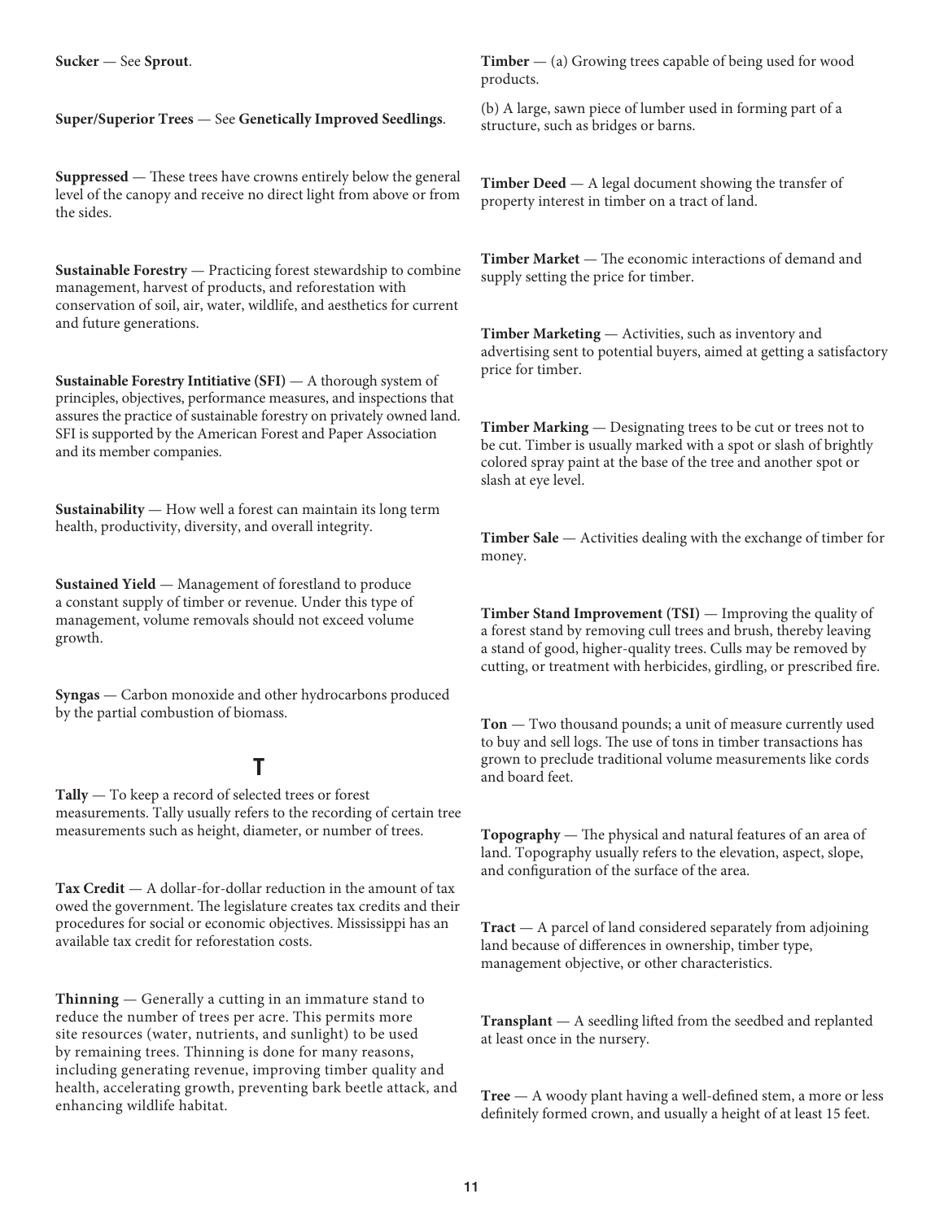**Sucker** — See **Sprout**.

**Super/Superior Trees** — See **Genetically Improved Seedlings**.

**Suppressed** — These trees have crowns entirely below the general level of the canopy and receive no direct light from above or from the sides.

**Sustainable Forestry** — Practicing forest stewardship to combine management, harvest of products, and reforestation with conservation of soil, air, water, wildlife, and aesthetics for current and future generations.

**Sustainable Forestry Intitiative (SFI)** — A thorough system of principles, objectives, performance measures, and inspections that assures the practice of sustainable forestry on privately owned land. SFI is supported by the American Forest and Paper Association and its member companies.

**Sustainability** — How well a forest can maintain its long term health, productivity, diversity, and overall integrity.

**Sustained Yield** — Management of forestland to produce a constant supply of timber or revenue. Under this type of management, volume removals should not exceed volume growth.

**Syngas** — Carbon monoxide and other hydrocarbons produced by the partial combustion of biomass.

## T

**Tally** — To keep a record of selected trees or forest measurements. Tally usually refers to the recording of certain tree measurements such as height, diameter, or number of trees.

**Tax Credit** — A dollar-for-dollar reduction in the amount of tax owed the government. The legislature creates tax credits and their procedures for social or economic objectives. Mississippi has an available tax credit for reforestation costs.

**Thinning** — Generally a cutting in an immature stand to reduce the number of trees per acre. This permits more site resources (water, nutrients, and sunlight) to be used by remaining trees. Thinning is done for many reasons, including generating revenue, improving timber quality and health, accelerating growth, preventing bark beetle attack, and enhancing wildlife habitat.

**Timber** — (a) Growing trees capable of being used for wood products.

(b) A large, sawn piece of lumber used in forming part of a structure, such as bridges or barns.

**Timber Deed** — A legal document showing the transfer of property interest in timber on a tract of land.

**Timber Market** — The economic interactions of demand and supply setting the price for timber.

**Timber Marketing** — Activities, such as inventory and advertising sent to potential buyers, aimed at getting a satisfactory price for timber.

**Timber Marking** — Designating trees to be cut or trees not to be cut. Timber is usually marked with a spot or slash of brightly colored spray paint at the base of the tree and another spot or slash at eye level.

**Timber Sale** — Activities dealing with the exchange of timber for money.

**Timber Stand Improvement (TSI)** — Improving the quality of a forest stand by removing cull trees and brush, thereby leaving a stand of good, higher-quality trees. Culls may be removed by cutting, or treatment with herbicides, girdling, or prescribed fire.

**Ton** — Two thousand pounds; a unit of measure currently used to buy and sell logs. The use of tons in timber transactions has grown to preclude traditional volume measurements like cords and board feet.

**Topography** — The physical and natural features of an area of land. Topography usually refers to the elevation, aspect, slope, and configuration of the surface of the area.

**Tract** — A parcel of land considered separately from adjoining land because of differences in ownership, timber type, management objective, or other characteristics.

**Transplant** — A seedling lifted from the seedbed and replanted at least once in the nursery.

**Tree** — A woody plant having a well-defined stem, a more or less definitely formed crown, and usually a height of at least 15 feet.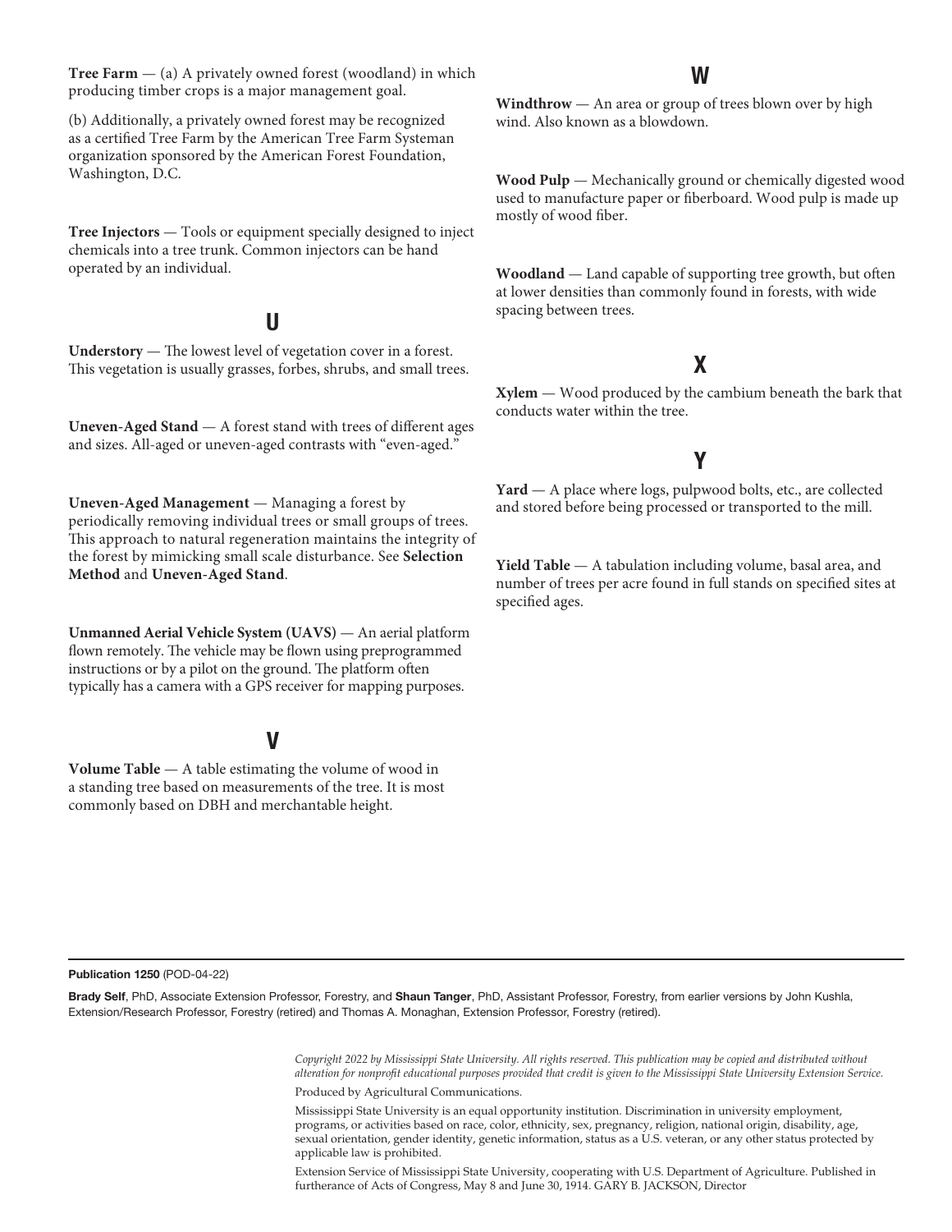**Tree Farm** — (a) A privately owned forest (woodland) in which producing timber crops is a major management goal.

(b) Additionally, a privately owned forest may be recognized as a certified Tree Farm by the American Tree Farm Systeman organization sponsored by the American Forest Foundation, Washington, D.C.

**Tree Injectors** — Tools or equipment specially designed to inject chemicals into a tree trunk. Common injectors can be hand operated by an individual.

## U

**Understory** — The lowest level of vegetation cover in a forest. This vegetation is usually grasses, forbes, shrubs, and small trees.

**Uneven-Aged Stand** — A forest stand with trees of different ages and sizes. All-aged or uneven-aged contrasts with "even-aged."

**Uneven-Aged Management** — Managing a forest by periodically removing individual trees or small groups of trees. This approach to natural regeneration maintains the integrity of the forest by mimicking small scale disturbance. See **Selection Method** and **Uneven-Aged Stand**.

**Unmanned Aerial Vehicle System (UAVS)** — An aerial platform flown remotely. The vehicle may be flown using preprogrammed instructions or by a pilot on the ground. The platform often typically has a camera with a GPS receiver for mapping purposes.

## V

**Volume Table** — A table estimating the volume of wood in a standing tree based on measurements of the tree. It is most commonly based on DBH and merchantable height.

## W

**Windthrow** — An area or group of trees blown over by high wind. Also known as a blowdown.

**Wood Pulp** — Mechanically ground or chemically digested wood used to manufacture paper or fiberboard. Wood pulp is made up mostly of wood fiber.

**Woodland** — Land capable of supporting tree growth, but often at lower densities than commonly found in forests, with wide spacing between trees.

## X

**Xylem** — Wood produced by the cambium beneath the bark that conducts water within the tree.

## Y

**Yard** — A place where logs, pulpwood bolts, etc., are collected and stored before being processed or transported to the mill.

**Yield Table** — A tabulation including volume, basal area, and number of trees per acre found in full stands on specified sites at specified ages.

---

**Publication 1250** (POD-04-22)

**Brady Self**, PhD, Associate Extension Professor, Forestry, and **Shaun Tanger**, PhD, Assistant Professor, Forestry, from earlier versions by John Kushla, Extension/Research Professor, Forestry (retired) and Thomas A. Monaghan, Extension Professor, Forestry (retired).

*Copyright 2022 by Mississippi State University. All rights reserved. This publication may be copied and distributed without alteration for nonprofit educational purposes provided that credit is given to the Mississippi State University Extension Service.*

Produced by Agricultural Communications.

Mississippi State University is an equal opportunity institution. Discrimination in university employment, programs, or activities based on race, color, ethnicity, sex, pregnancy, religion, national origin, disability, age, sexual orientation, gender identity, genetic information, status as a U.S. veteran, or any other status protected by applicable law is prohibited.

Extension Service of Mississippi State University, cooperating with U.S. Department of Agriculture. Published in furtherance of Acts of Congress, May 8 and June 30, 1914. GARY B. JACKSON, Director